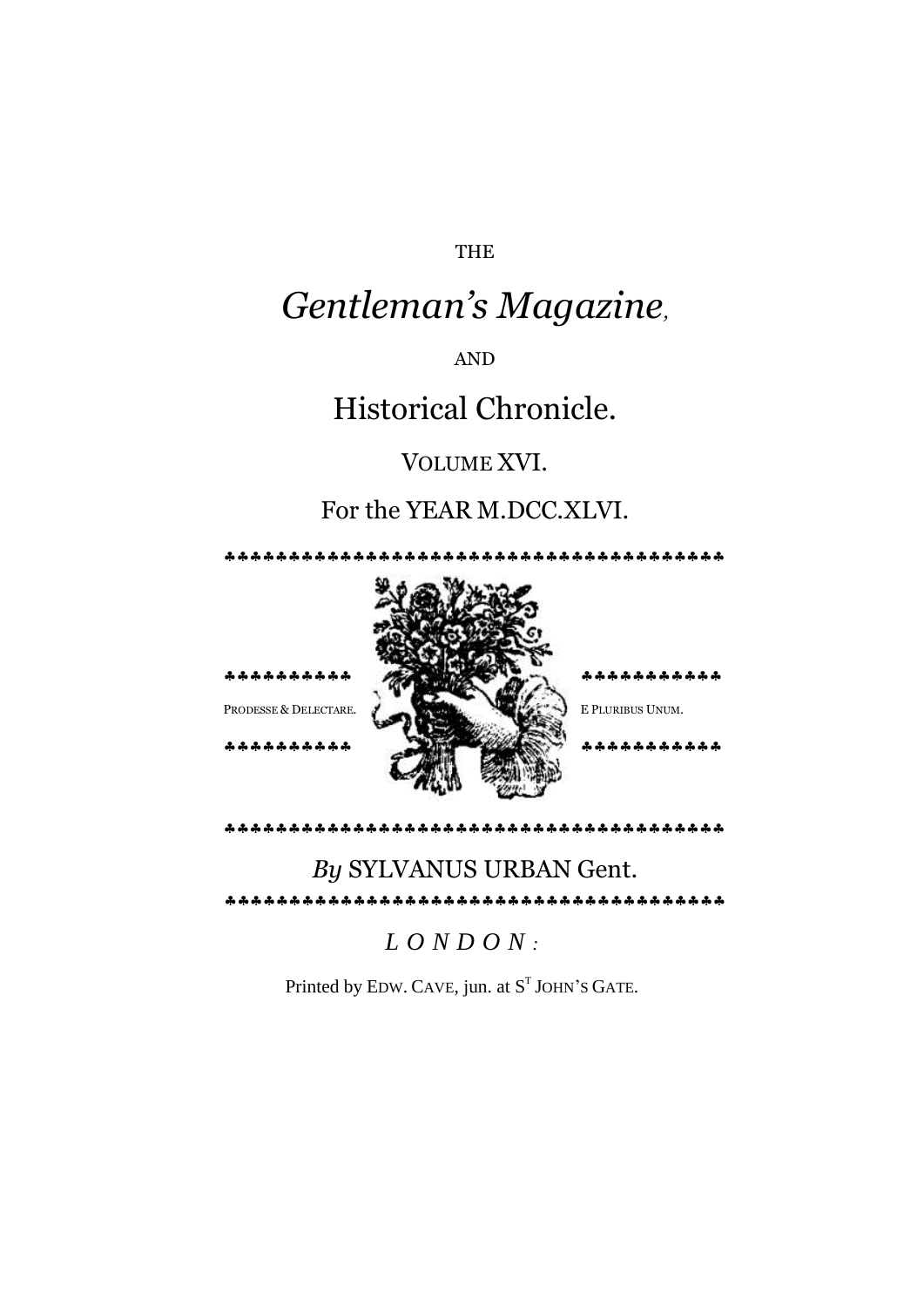THE

# *Gentleman's Magazine,*

AND

# Historical Chronicle.

VOLUME XVI.

For the YEAR M.DCC.XLVI.

♣♣♣♣♣♣♣♣♣♣♣♣♣♣♣♣♣♣♣♣♣♣♣♣♣♣♣♣♣♣♣♣♣♣♣♣♣♣♣

♣♣♣♣♣♣♣♣♣♣ ♣♣♣♣♣♣♣♣♣♣♣

PRODESSE & DELECTARE. E PLURIBUS UNUM.

♣♣♣♣♣♣♣♣♣♣ ♣♣♣♣♣♣♣♣♣♣♣

♣♣♣♣♣♣♣♣♣♣♣♣♣♣♣♣♣♣♣♣♣♣♣♣♣♣♣♣♣♣♣♣♣♣♣♣♣♣♣

*By* SYLVANUS URBAN Gent.

♣♣♣♣♣♣♣♣♣♣♣♣♣♣♣♣♣♣♣♣♣♣♣♣♣♣♣♣♣♣♣♣♣♣♣♣♣♣♣

*LONDON:*

Printed by EDW. CAVE, jun. at ST JOHN'S GATE.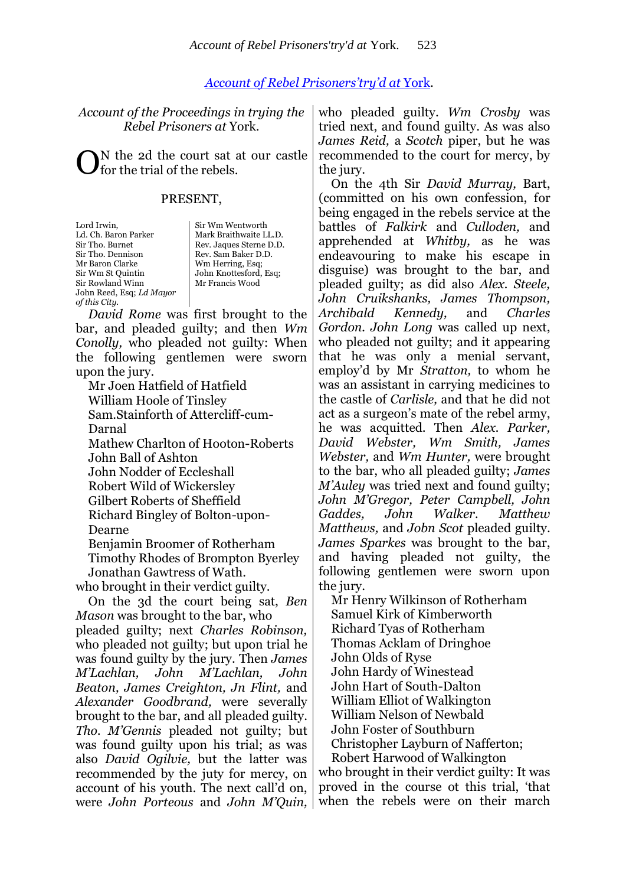## *Account of Rebel Prisoners'try'd at* York.

*Account of the Proceedings in trying the Rebel Prisoners at* York.

ON the 2d the court sat at our castle for the trial of the rebels.

PRESENT,

| | |
|---|---|
| Lord Irwin, | Sir Wm Wentworth |
| Ld. Ch. Baron Parker | Mark Braithwaite LL.D. |
| Sir Tho. Burnet | Rev. Jaques Sterne D.D. |
| Sir Tho. Dennison | Rev. Sam Baker D.D. |
| Mr Baron Clarke | Wm Herring, Esq; |
| Sir Wm St Quintin | John Knottesford, Esq; |
| Sir Rowland Winn | Mr Francis Wood |
| John Reed, Esq; *Ld Mayor of this City.* | |

*David Rome* was first brought to the bar, and pleaded guilty; and then *Wm Conolly,* who pleaded not guilty: When the following gentlemen were sworn upon the jury.

Mr Joen Hatfield of Hatfield
William Hoole of Tinsley
Sam.Stainforth of Attercliff-cum-Darnal
Mathew Charlton of Hooton-Roberts
John Ball of Ashton
John Nodder of Eccleshall
Robert Wild of Wickersley
Gilbert Roberts of Sheffield
Richard Bingley of Bolton-upon-Dearne
Benjamin Broomer of Rotherham
Timothy Rhodes of Brompton Byerley
Jonathan Gawtress of Wath.

who brought in their verdict guilty.

On the 3d the court being sat, *Ben Mason* was brought to the bar, who pleaded guilty; next *Charles Robinson,* who pleaded not guilty; but upon trial he was found guilty by the jury. Then *James M'Lachlan, John M'Lachlan, John Beaton, James Creighton, Jn Flint,* and *Alexander Goodbrand,* were severally brought to the bar, and all pleaded guilty. *Tho. M'Gennis* pleaded not guilty; but was found guilty upon his trial; as was also *David Ogilvie,* but the latter was recommended by the juty for mercy, on account of his youth. The next call'd on, were *John Porteous* and *John M'Quin,* who pleaded guilty. *Wm Crosby* was tried next, and found guilty. As was also *James Reid,* a *Scotch* piper, but he was recommended to the court for mercy, by the jury.

On the 4th Sir *David Murray,* Bart, (committed on his own confession, for being engaged in the rebels service at the battles of *Falkirk* and *Culloden,* and apprehended at *Whitby,* as he was endeavouring to make his escape in disguise) was brought to the bar, and pleaded guilty; as did also *Alex. Steele, John Cruikshanks, James Thompson, Archibald Kennedy,* and *Charles Gordon. John Long* was called up next, who pleaded not guilty; and it appearing that he was only a menial servant, employ'd by Mr *Stratton,* to whom he was an assistant in carrying medicines to the castle of *Carlisle,* and that he did not act as a surgeon's mate of the rebel army, he was acquitted. Then *Alex. Parker, David Webster, Wm Smith, James Webster,* and *Wm Hunter,* were brought to the bar, who all pleaded guilty; *James M'Auley* was tried next and found guilty; *John M'Gregor, Peter Campbell, John Gaddes, John Walker. Matthew Matthews,* and *Jobn Scot* pleaded guilty. *James Sparkes* was brought to the bar, and having pleaded not guilty, the following gentlemen were sworn upon the jury.

Mr Henry Wilkinson of Rotherham
Samuel Kirk of Kimberworth
Richard Tyas of Rotherham
Thomas Acklam of Dringhoe
John Olds of Ryse
John Hardy of Winestead
John Hart of South-Dalton
William Elliot of Walkington
William Nelson of Newbald
John Foster of Southburn
Christopher Layburn of Nafferton;
Robert Harwood of Walkington

who brought in their verdict guilty: It was proved in the course ot this trial, 'that when the rebels were on their march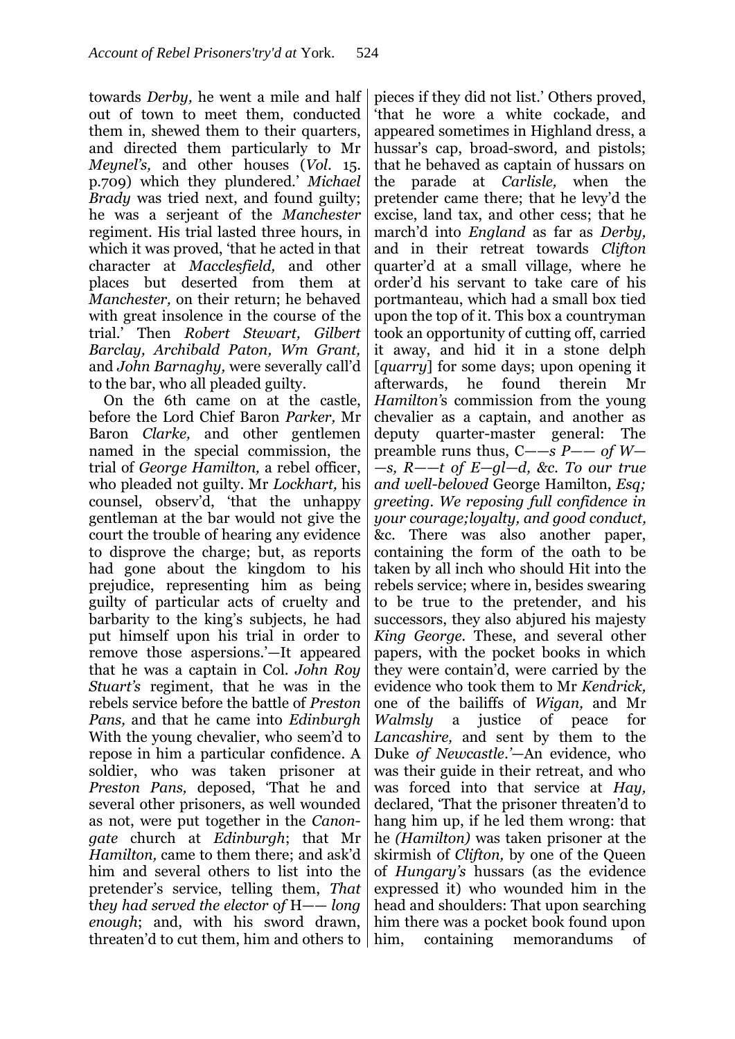towards *Derby,* he went a mile and half out of town to meet them, conducted them in, shewed them to their quarters, and directed them particularly to Mr *Meynel's,* and other houses (*Vol.* 15. p.709) which they plundered.' *Michael Brady* was tried next, and found guilty; he was a serjeant of the *Manchester* regiment. His trial lasted three hours, in which it was proved, 'that he acted in that character at *Macclesfield,* and other places but deserted from them at *Manchester,* on their return; he behaved with great insolence in the course of the trial.' Then *Robert Stewart, Gilbert Barclay, Archibald Paton, Wm Grant,* and *John Barnaghy,* were severally call'd to the bar, who all pleaded guilty.

On the 6th came on at the castle, before the Lord Chief Baron *Parker,* Mr Baron *Clarke,* and other gentlemen named in the special commission, the trial of *George Hamilton,* a rebel officer, who pleaded not guilty. Mr *Lockhart,* his counsel, observ'd, 'that the unhappy gentleman at the bar would not give the court the trouble of hearing any evidence to disprove the charge; but, as reports had gone about the kingdom to his prejudice, representing him as being guilty of particular acts of cruelty and barbarity to the king's subjects, he had put himself upon his trial in order to remove those aspersions.'—It appeared that he was a captain in Col. *John Roy Stuart's* regiment, that he was in the rebels service before the battle of *Preston Pans,* and that he came into *Edinburgh* With the young chevalier, who seem'd to repose in him a particular confidence. A soldier, who was taken prisoner at *Preston Pans,* deposed, 'That he and several other prisoners, as well wounded as not, were put together in the *Canongate* church at *Edinburgh*; that Mr *Hamilton,* came to them there; and ask'd him and several others to list into the pretender's service, telling them, *That they had served the elector of* H—— *long enough*; and, with his sword drawn, threaten'd to cut them, him and others to pieces if they did not list.' Others proved, 'that he wore a white cockade, and appeared sometimes in Highland dress, a hussar's cap, broad-sword, and pistols; that he behaved as captain of hussars on the parade at *Carlisle,* when the pretender came there; that he levy'd the excise, land tax, and other cess; that he march'd into *England* as far as *Derby,* and in their retreat towards *Clifton* quarter'd at a small village, where he order'd his servant to take care of his portmanteau, which had a small box tied upon the top of it. This box a countryman took an opportunity of cutting off, carried it away, and hid it in a stone delph [*quarry*] for some days; upon opening it afterwards, he found therein Mr *Hamilton's* commission from the young chevalier as a captain, and another as deputy quarter-master general: The preamble runs thus, C——*s P—— of W——s, R——t of E—gl—d, &c. To our true and well-beloved* George Hamilton, *Esq; greeting. We reposing full confidence in your courage;loyalty, and good conduct,* &c. There was also another paper, containing the form of the oath to be taken by all inch who should Hit into the rebels service; where in, besides swearing to be true to the pretender, and his successors, they also abjured his majesty *King George.* These, and several other papers, with the pocket books in which they were contain'd, were carried by the evidence who took them to Mr *Kendrick,* one of the bailiffs of *Wigan,* and Mr *Walmsly* a justice of peace for *Lancashire,* and sent by them to the Duke *of Newcastle.'*—An evidence, who was their guide in their retreat, and who was forced into that service at *Hay,* declared, 'That the prisoner threaten'd to hang him up, if he led them wrong: that he *(Hamilton)* was taken prisoner at the skirmish of *Clifton,* by one of the Queen of *Hungary's* hussars (as the evidence expressed it) who wounded him in the head and shoulders: That upon searching him there was a pocket book found upon him, containing memorandums of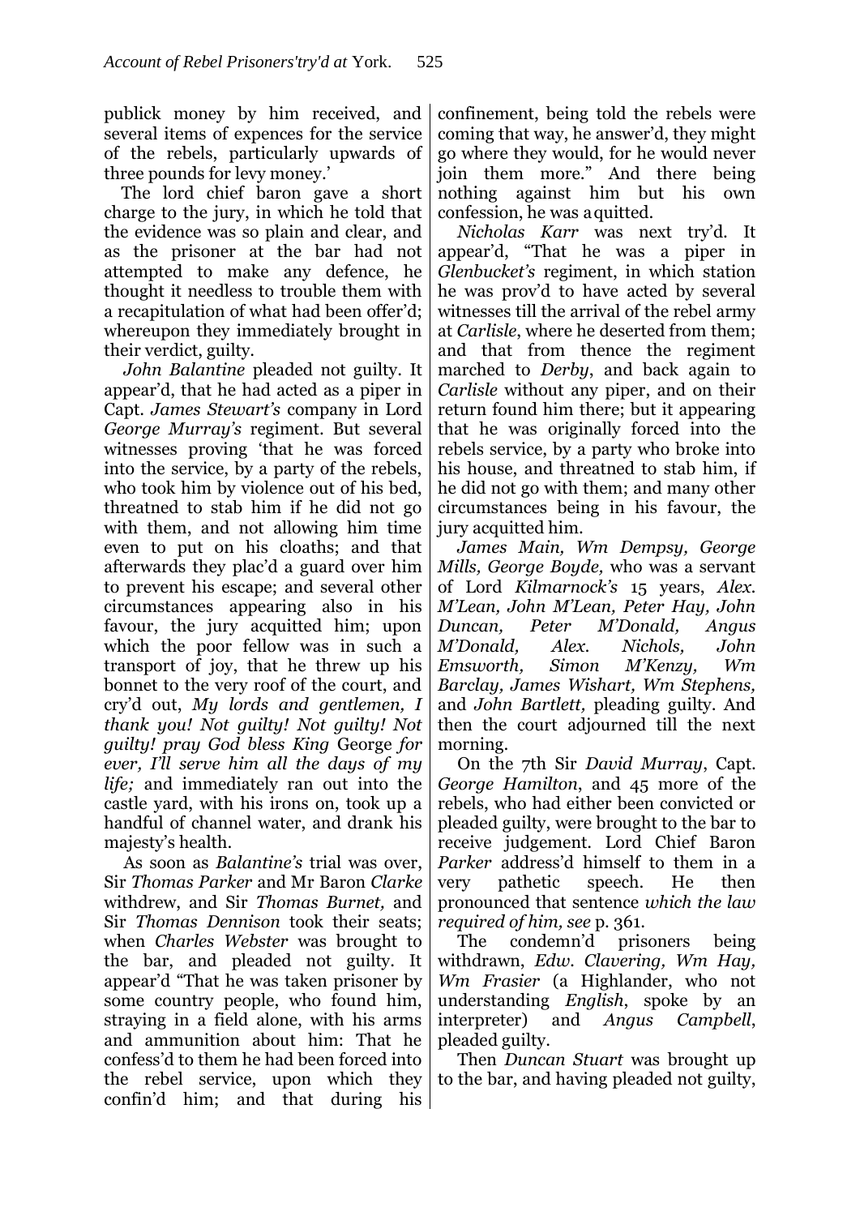publick money by him received, and several items of expences for the service of the rebels, particularly upwards of three pounds for levy money.'

The lord chief baron gave a short charge to the jury, in which he told that the evidence was so plain and clear, and as the prisoner at the bar had not attempted to make any defence, he thought it needless to trouble them with a recapitulation of what had been offer'd; whereupon they immediately brought in their verdict, guilty.

*John Balantine* pleaded not guilty. It appear'd, that he had acted as a piper in Capt. *James Stewart's* company in Lord *George Murray's* regiment. But several witnesses proving 'that he was forced into the service, by a party of the rebels, who took him by violence out of his bed, threatned to stab him if he did not go with them, and not allowing him time even to put on his cloaths; and that afterwards they plac'd a guard over him to prevent his escape; and several other circumstances appearing also in his favour, the jury acquitted him; upon which the poor fellow was in such a transport of joy, that he threw up his bonnet to the very roof of the court, and cry'd out, *My lords and gentlemen, I thank you! Not guilty! Not guilty! Not guilty! pray God bless King* George *for ever, I'll serve him all the days of my life;* and immediately ran out into the castle yard, with his irons on, took up a handful of channel water, and drank his majesty's health.

As soon as *Balantine's* trial was over, Sir *Thomas Parker* and Mr Baron *Clarke* withdrew, and Sir *Thomas Burnet,* and Sir *Thomas Dennison* took their seats; when *Charles Webster* was brought to the bar, and pleaded not guilty. It appear'd "That he was taken prisoner by some country people, who found him, straying in a field alone, with his arms and ammunition about him: That he confess'd to them he had been forced into the rebel service, upon which they confin'd him; and that during his confinement, being told the rebels were coming that way, he answer'd, they might go where they would, for he would never join them more." And there being nothing against him but his own confession, he was a quitted.

*Nicholas Karr* was next try'd. It appear'd, "That he was a piper in *Glenbucket's* regiment, in which station he was prov'd to have acted by several witnesses till the arrival of the rebel army at *Carlisle*, where he deserted from them; and that from thence the regiment marched to *Derby*, and back again to *Carlisle* without any piper, and on their return found him there; but it appearing that he was originally forced into the rebels service, by a party who broke into his house, and threatned to stab him, if he did not go with them; and many other circumstances being in his favour, the jury acquitted him.

*James Main, Wm Dempsy, George Mills, George Boyde,* who was a servant of Lord *Kilmarnock's* 15 years, *Alex. M'Lean, John M'Lean, Peter Hay, John Duncan, Peter M'Donald, Angus M'Donald, Alex. Nichols, John Emsworth, Simon M'Kenzy, Wm Barclay, James Wishart, Wm Stephens,* and *John Bartlett,* pleading guilty. And then the court adjourned till the next morning.

On the 7th Sir *David Murray*, Capt. *George Hamilton*, and 45 more of the rebels, who had either been convicted or pleaded guilty, were brought to the bar to receive judgement. Lord Chief Baron *Parker* address'd himself to them in a very pathetic speech. He then pronounced that sentence *which the law required of him, see* p. 361.

The condemn'd prisoners being withdrawn, *Edw. Clavering, Wm Hay, Wm Frasier* (a Highlander, who not understanding *English*, spoke by an interpreter) and *Angus Campbell*, pleaded guilty.

Then *Duncan Stuart* was brought up to the bar, and having pleaded not guilty,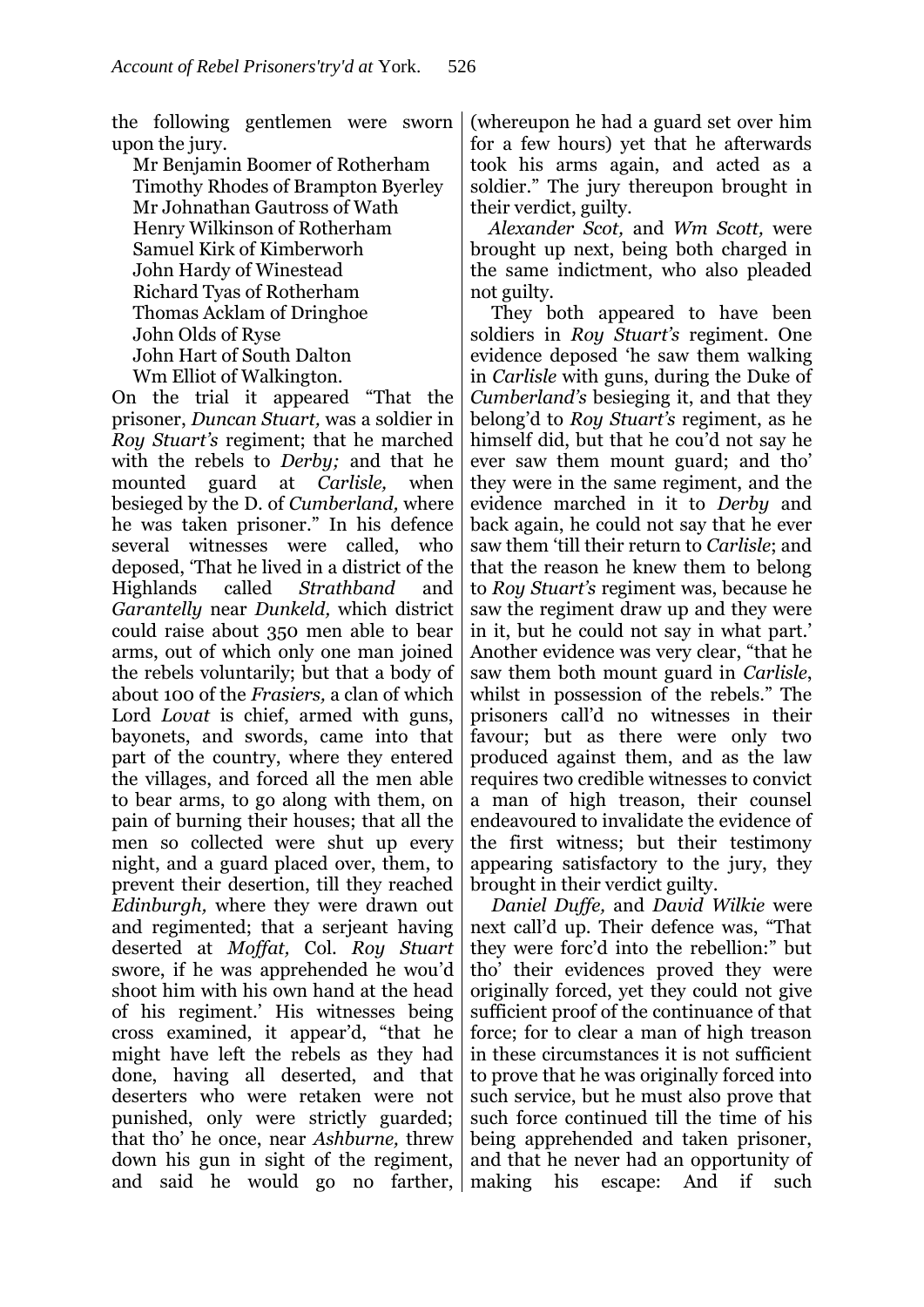the following gentlemen were sworn upon the jury.

Mr Benjamin Boomer of Rotherham
Timothy Rhodes of Brampton Byerley
Mr Johnathan Gautross of Wath
Henry Wilkinson of Rotherham
Samuel Kirk of Kimberworh
John Hardy of Winestead
Richard Tyas of Rotherham
Thomas Acklam of Dringhoe
John Olds of Ryse
John Hart of South Dalton
Wm Elliot of Walkington.

On the trial it appeared "That the prisoner, *Duncan Stuart,* was a soldier in *Roy Stuart's* regiment; that he marched with the rebels to *Derby;* and that he mounted guard at *Carlisle,* when besieged by the D. of *Cumberland,* where he was taken prisoner." In his defence several witnesses were called, who deposed, 'That he lived in a district of the Highlands called *Strathband* and *Garantelly* near *Dunkeld,* which district could raise about 350 men able to bear arms, out of which only one man joined the rebels voluntarily; but that a body of about 100 of the *Frasiers,* a clan of which Lord *Lovat* is chief, armed with guns, bayonets, and swords, came into that part of the country, where they entered the villages, and forced all the men able to bear arms, to go along with them, on pain of burning their houses; that all the men so collected were shut up every night, and a guard placed over, them, to prevent their desertion, till they reached *Edinburgh,* where they were drawn out and regimented; that a serjeant having deserted at *Moffat,* Col. *Roy Stuart* swore, if he was apprehended he wou'd shoot him with his own hand at the head of his regiment.' His witnesses being cross examined, it appear'd, "that he might have left the rebels as they had done, having all deserted, and that deserters who were retaken were not punished, only were strictly guarded; that tho' he once, near *Ashburne,* threw down his gun in sight of the regiment, and said he would go no farther, (whereupon he had a guard set over him for a few hours) yet that he afterwards took his arms again, and acted as a soldier." The jury thereupon brought in their verdict, guilty.

*Alexander Scot,* and *Wm Scott,* were brought up next, being both charged in the same indictment, who also pleaded not guilty.

They both appeared to have been soldiers in *Roy Stuart's* regiment. One evidence deposed 'he saw them walking in *Carlisle* with guns, during the Duke of *Cumberland's* besieging it, and that they belong'd to *Roy Stuart's* regiment, as he himself did, but that he cou'd not say he ever saw them mount guard; and tho' they were in the same regiment, and the evidence marched in it to *Derby* and back again, he could not say that he ever saw them 'till their return to *Carlisle*; and that the reason he knew them to belong to *Roy Stuart's* regiment was, because he saw the regiment draw up and they were in it, but he could not say in what part.' Another evidence was very clear, "that he saw them both mount guard in *Carlisle*, whilst in possession of the rebels." The prisoners call'd no witnesses in their favour; but as there were only two produced against them, and as the law requires two credible witnesses to convict a man of high treason, their counsel endeavoured to invalidate the evidence of the first witness; but their testimony appearing satisfactory to the jury, they brought in their verdict guilty.

*Daniel Duffe,* and *David Wilkie* were next call'd up. Their defence was, "That they were forc'd into the rebellion:" but tho' their evidences proved they were originally forced, yet they could not give sufficient proof of the continuance of that force; for to clear a man of high treason in these circumstances it is not sufficient to prove that he was originally forced into such service, but he must also prove that such force continued till the time of his being apprehended and taken prisoner, and that he never had an opportunity of making his escape: And if such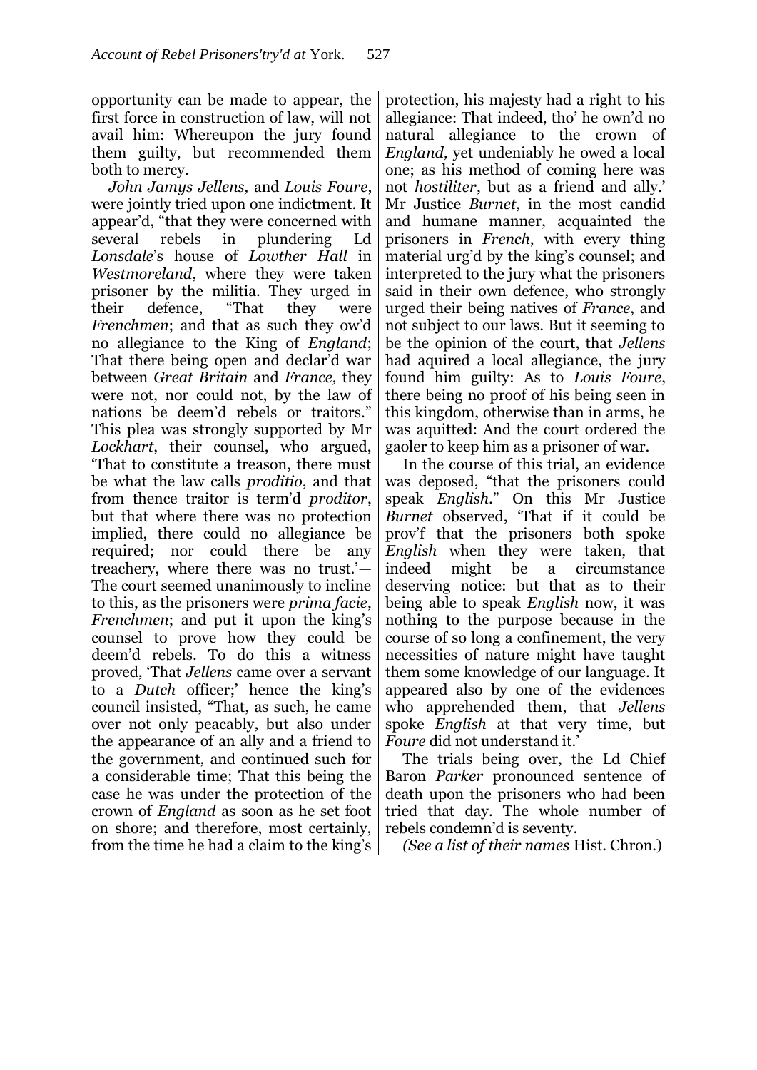opportunity can be made to appear, the first force in construction of law, will not avail him: Whereupon the jury found them guilty, but recommended them both to mercy.

*John Jamys Jellens,* and *Louis Foure*, were jointly tried upon one indictment. It appear'd, "that they were concerned with several rebels in plundering Ld *Lonsdale*'s house of *Lowther Hall* in *Westmoreland*, where they were taken prisoner by the militia. They urged in their defence, "That they were *Frenchmen*; and that as such they ow'd no allegiance to the King of *England*; That there being open and declar'd war between *Great Britain* and *France,* they were not, nor could not, by the law of nations be deem'd rebels or traitors." This plea was strongly supported by Mr *Lockhart*, their counsel, who argued, 'That to constitute a treason, there must be what the law calls *proditio*, and that from thence traitor is term'd *proditor*, but that where there was no protection implied, there could no allegiance be required; nor could there be any treachery, where there was no trust.'— The court seemed unanimously to incline to this, as the prisoners were *prima facie*, *Frenchmen*; and put it upon the king's counsel to prove how they could be deem'd rebels. To do this a witness proved, 'That *Jellens* came over a servant to a *Dutch* officer;' hence the king's council insisted, "That, as such, he came over not only peacably, but also under the appearance of an ally and a friend to the government, and continued such for a considerable time; That this being the case he was under the protection of the crown of *England* as soon as he set foot on shore; and therefore, most certainly, from the time he had a claim to the king's protection, his majesty had a right to his allegiance: That indeed, tho' he own'd no natural allegiance to the crown of *England,* yet undeniably he owed a local one; as his method of coming here was not *hostiliter*, but as a friend and ally.' Mr Justice *Burnet*, in the most candid and humane manner, acquainted the prisoners in *French*, with every thing material urg'd by the king's counsel; and interpreted to the jury what the prisoners said in their own defence, who strongly urged their being natives of *France*, and not subject to our laws. But it seeming to be the opinion of the court, that *Jellens* had aquired a local allegiance, the jury found him guilty: As to *Louis Foure*, there being no proof of his being seen in this kingdom, otherwise than in arms, he was aquitted: And the court ordered the gaoler to keep him as a prisoner of war.

In the course of this trial, an evidence was deposed, "that the prisoners could speak *English*." On this Mr Justice *Burnet* observed, 'That if it could be prov'f that the prisoners both spoke *English* when they were taken, that indeed might be a circumstance deserving notice: but that as to their being able to speak *English* now, it was nothing to the purpose because in the course of so long a confinement, the very necessities of nature might have taught them some knowledge of our language. It appeared also by one of the evidences who apprehended them, that *Jellens* spoke *English* at that very time, but *Foure* did not understand it.'

The trials being over, the Ld Chief Baron *Parker* pronounced sentence of death upon the prisoners who had been tried that day. The whole number of rebels condemn'd is seventy.

*(See a list of their names* Hist. Chron.)